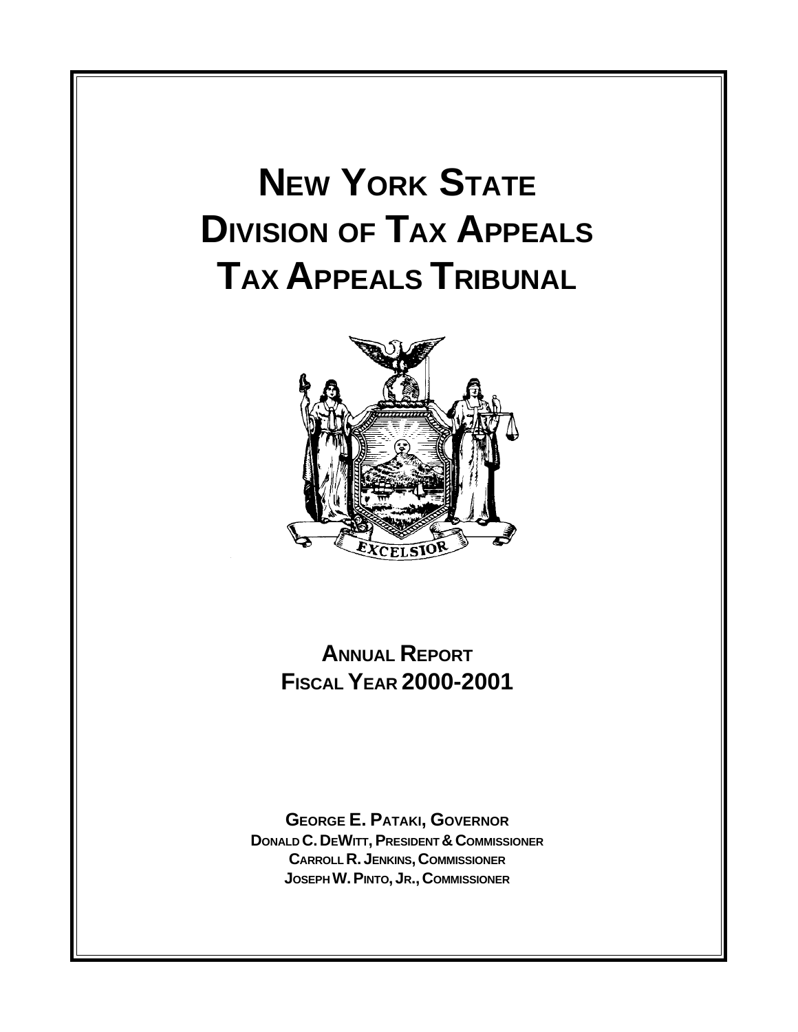# NEW YORK STATE
# DIVISION OF TAX APPEALS
# TAX APPEALS TRIBUNAL

## ANNUAL REPORT
## FISCAL YEAR 2000-2001

**GEORGE E. PATAKI, GOVERNOR**
**DONALD C. DEWITT, PRESIDENT & COMMISSIONER**
**CARROLL R. JENKINS, COMMISSIONER**
**JOSEPH W. PINTO, JR., COMMISSIONER**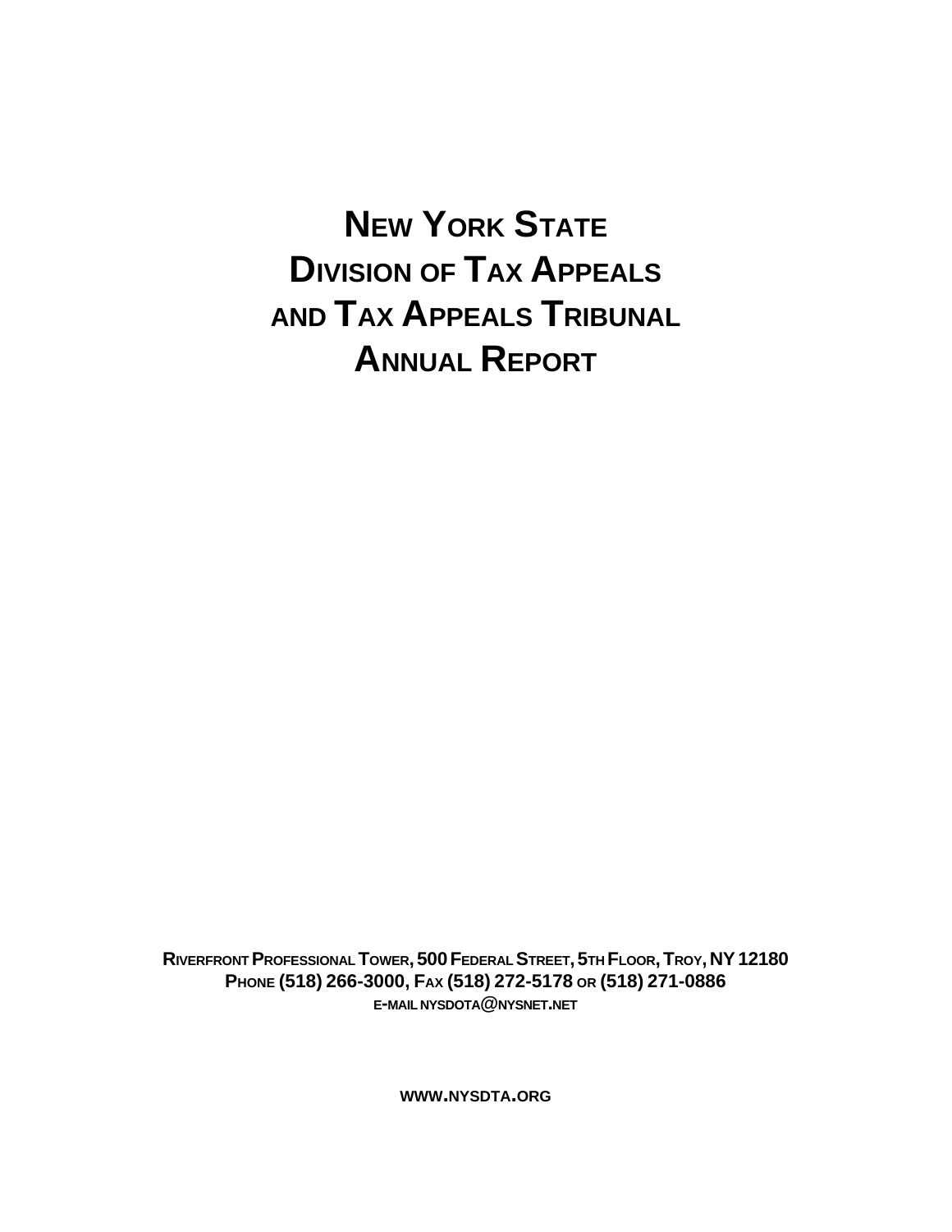# New York State Division of Tax Appeals and Tax Appeals Tribunal Annual Report

**Riverfront Professional Tower, 500 Federal Street, 5th Floor, Troy, NY 12180**
**Phone (518) 266-3000, Fax (518) 272-5178 or (518) 271-0886**
**e-mail nysdota@nysnet.net**

**www.nysdta.org**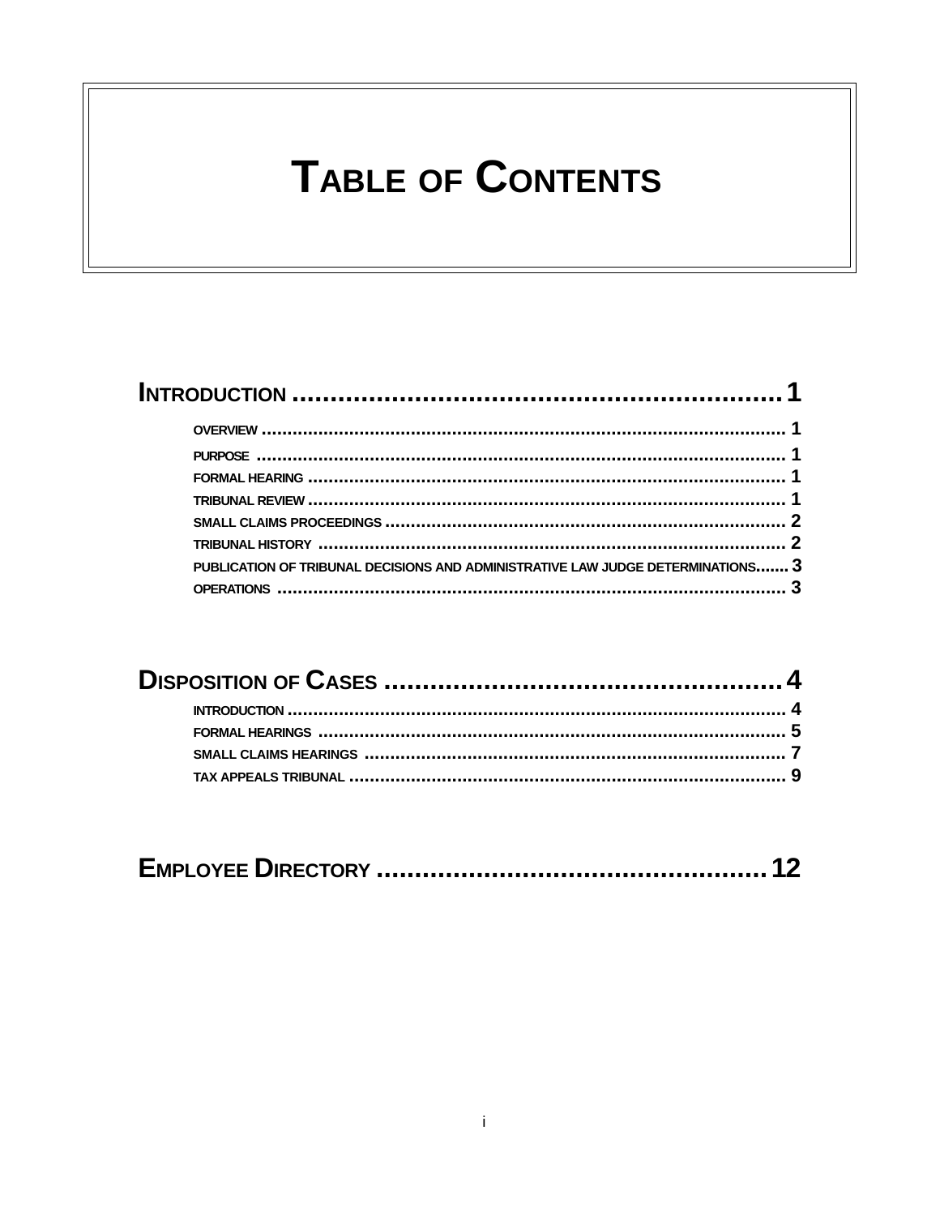# Table of Contents

**Introduction .......... 1**

- Overview .......... 1
- Purpose .......... 1
- Formal Hearing .......... 1
- Tribunal Review .......... 1
- Small Claims Proceedings .......... 2
- Tribunal History .......... 2
- Publication of Tribunal Decisions and Administrative Law Judge Determinations .......... 3
- Operations .......... 3

**Disposition of Cases .......... 4**

- Introduction .......... 4
- Formal Hearings .......... 5
- Small Claims Hearings .......... 7
- Tax Appeals Tribunal .......... 9

**Employee Directory .......... 12**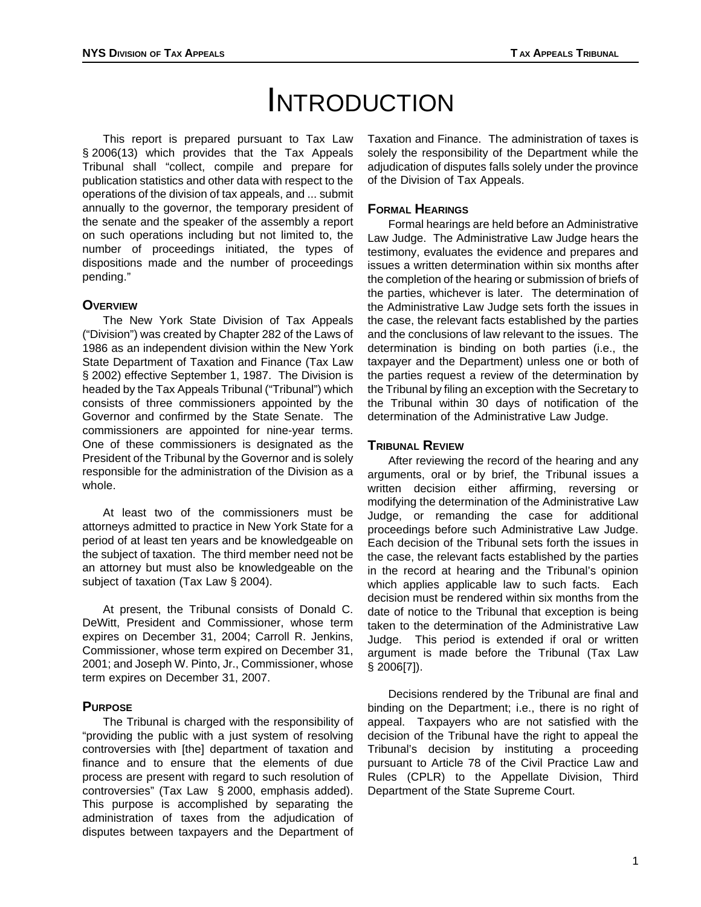# INTRODUCTION

This report is prepared pursuant to Tax Law § 2006(13) which provides that the Tax Appeals Tribunal shall "collect, compile and prepare for publication statistics and other data with respect to the operations of the division of tax appeals, and ... submit annually to the governor, the temporary president of the senate and the speaker of the assembly a report on such operations including but not limited to, the number of proceedings initiated, the types of dispositions made and the number of proceedings pending."

## OVERVIEW

The New York State Division of Tax Appeals ("Division") was created by Chapter 282 of the Laws of 1986 as an independent division within the New York State Department of Taxation and Finance (Tax Law § 2002) effective September 1, 1987. The Division is headed by the Tax Appeals Tribunal ("Tribunal") which consists of three commissioners appointed by the Governor and confirmed by the State Senate. The commissioners are appointed for nine-year terms. One of these commissioners is designated as the President of the Tribunal by the Governor and is solely responsible for the administration of the Division as a whole.

At least two of the commissioners must be attorneys admitted to practice in New York State for a period of at least ten years and be knowledgeable on the subject of taxation. The third member need not be an attorney but must also be knowledgeable on the subject of taxation (Tax Law § 2004).

At present, the Tribunal consists of Donald C. DeWitt, President and Commissioner, whose term expires on December 31, 2004; Carroll R. Jenkins, Commissioner, whose term expired on December 31, 2001; and Joseph W. Pinto, Jr., Commissioner, whose term expires on December 31, 2007.

## PURPOSE

The Tribunal is charged with the responsibility of "providing the public with a just system of resolving controversies with [the] department of taxation and finance and to ensure that the elements of due process are present with regard to such resolution of controversies" (Tax Law § 2000, emphasis added). This purpose is accomplished by separating the administration of taxes from the adjudication of disputes between taxpayers and the Department of Taxation and Finance. The administration of taxes is solely the responsibility of the Department while the adjudication of disputes falls solely under the province of the Division of Tax Appeals.

## FORMAL HEARINGS

Formal hearings are held before an Administrative Law Judge. The Administrative Law Judge hears the testimony, evaluates the evidence and prepares and issues a written determination within six months after the completion of the hearing or submission of briefs of the parties, whichever is later. The determination of the Administrative Law Judge sets forth the issues in the case, the relevant facts established by the parties and the conclusions of law relevant to the issues. The determination is binding on both parties (i.e., the taxpayer and the Department) unless one or both of the parties request a review of the determination by the Tribunal by filing an exception with the Secretary to the Tribunal within 30 days of notification of the determination of the Administrative Law Judge.

## TRIBUNAL REVIEW

After reviewing the record of the hearing and any arguments, oral or by brief, the Tribunal issues a written decision either affirming, reversing or modifying the determination of the Administrative Law Judge, or remanding the case for additional proceedings before such Administrative Law Judge. Each decision of the Tribunal sets forth the issues in the case, the relevant facts established by the parties in the record at hearing and the Tribunal's opinion which applies applicable law to such facts. Each decision must be rendered within six months from the date of notice to the Tribunal that exception is being taken to the determination of the Administrative Law Judge. This period is extended if oral or written argument is made before the Tribunal (Tax Law § 2006[7]).

Decisions rendered by the Tribunal are final and binding on the Department; i.e., there is no right of appeal. Taxpayers who are not satisfied with the decision of the Tribunal have the right to appeal the Tribunal's decision by instituting a proceeding pursuant to Article 78 of the Civil Practice Law and Rules (CPLR) to the Appellate Division, Third Department of the State Supreme Court.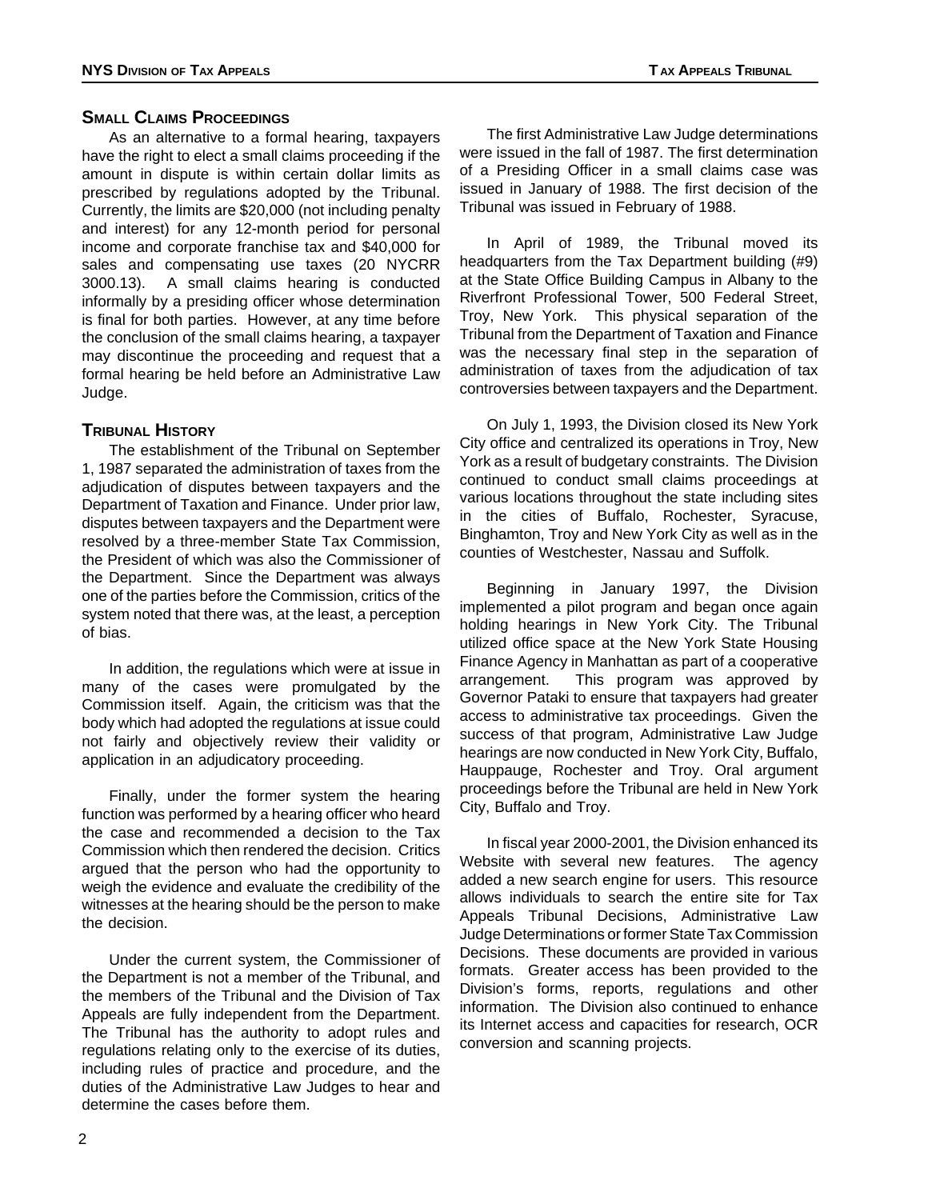## Small Claims Proceedings

As an alternative to a formal hearing, taxpayers have the right to elect a small claims proceeding if the amount in dispute is within certain dollar limits as prescribed by regulations adopted by the Tribunal. Currently, the limits are $20,000 (not including penalty and interest) for any 12-month period for personal income and corporate franchise tax and $40,000 for sales and compensating use taxes (20 NYCRR 3000.13). A small claims hearing is conducted informally by a presiding officer whose determination is final for both parties. However, at any time before the conclusion of the small claims hearing, a taxpayer may discontinue the proceeding and request that a formal hearing be held before an Administrative Law Judge.

## Tribunal History

The establishment of the Tribunal on September 1, 1987 separated the administration of taxes from the adjudication of disputes between taxpayers and the Department of Taxation and Finance. Under prior law, disputes between taxpayers and the Department were resolved by a three-member State Tax Commission, the President of which was also the Commissioner of the Department. Since the Department was always one of the parties before the Commission, critics of the system noted that there was, at the least, a perception of bias.

In addition, the regulations which were at issue in many of the cases were promulgated by the Commission itself. Again, the criticism was that the body which had adopted the regulations at issue could not fairly and objectively review their validity or application in an adjudicatory proceeding.

Finally, under the former system the hearing function was performed by a hearing officer who heard the case and recommended a decision to the Tax Commission which then rendered the decision. Critics argued that the person who had the opportunity to weigh the evidence and evaluate the credibility of the witnesses at the hearing should be the person to make the decision.

Under the current system, the Commissioner of the Department is not a member of the Tribunal, and the members of the Tribunal and the Division of Tax Appeals are fully independent from the Department. The Tribunal has the authority to adopt rules and regulations relating only to the exercise of its duties, including rules of practice and procedure, and the duties of the Administrative Law Judges to hear and determine the cases before them.

The first Administrative Law Judge determinations were issued in the fall of 1987. The first determination of a Presiding Officer in a small claims case was issued in January of 1988. The first decision of the Tribunal was issued in February of 1988.

In April of 1989, the Tribunal moved its headquarters from the Tax Department building (#9) at the State Office Building Campus in Albany to the Riverfront Professional Tower, 500 Federal Street, Troy, New York. This physical separation of the Tribunal from the Department of Taxation and Finance was the necessary final step in the separation of administration of taxes from the adjudication of tax controversies between taxpayers and the Department.

On July 1, 1993, the Division closed its New York City office and centralized its operations in Troy, New York as a result of budgetary constraints. The Division continued to conduct small claims proceedings at various locations throughout the state including sites in the cities of Buffalo, Rochester, Syracuse, Binghamton, Troy and New York City as well as in the counties of Westchester, Nassau and Suffolk.

Beginning in January 1997, the Division implemented a pilot program and began once again holding hearings in New York City. The Tribunal utilized office space at the New York State Housing Finance Agency in Manhattan as part of a cooperative arrangement. This program was approved by Governor Pataki to ensure that taxpayers had greater access to administrative tax proceedings. Given the success of that program, Administrative Law Judge hearings are now conducted in New York City, Buffalo, Hauppauge, Rochester and Troy. Oral argument proceedings before the Tribunal are held in New York City, Buffalo and Troy.

In fiscal year 2000-2001, the Division enhanced its Website with several new features. The agency added a new search engine for users. This resource allows individuals to search the entire site for Tax Appeals Tribunal Decisions, Administrative Law Judge Determinations or former State Tax Commission Decisions. These documents are provided in various formats. Greater access has been provided to the Division's forms, reports, regulations and other information. The Division also continued to enhance its Internet access and capacities for research, OCR conversion and scanning projects.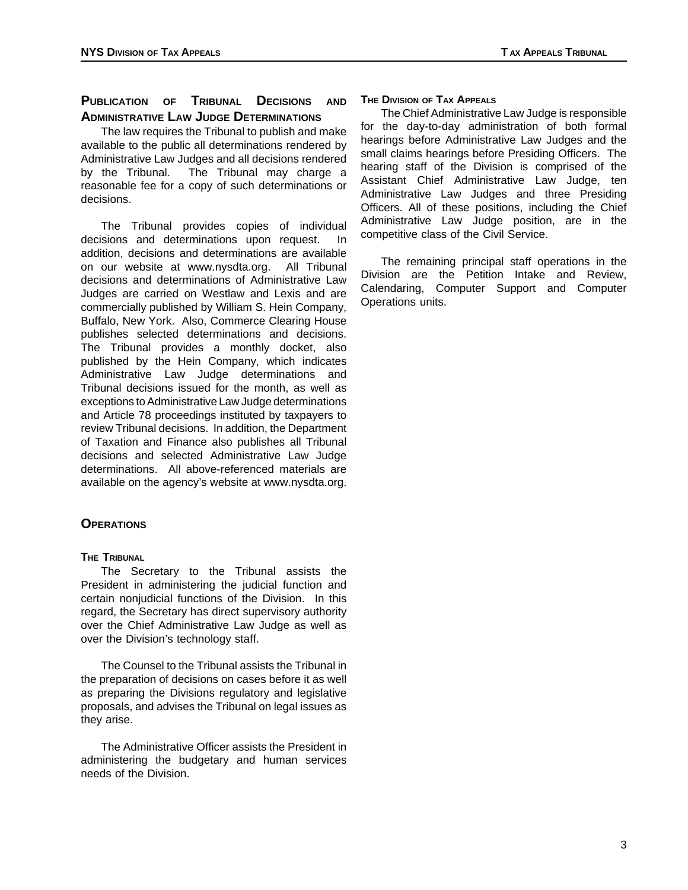## Publication of Tribunal Decisions and Administrative Law Judge Determinations

The law requires the Tribunal to publish and make available to the public all determinations rendered by Administrative Law Judges and all decisions rendered by the Tribunal. The Tribunal may charge a reasonable fee for a copy of such determinations or decisions.

The Tribunal provides copies of individual decisions and determinations upon request. In addition, decisions and determinations are available on our website at www.nysdta.org. All Tribunal decisions and determinations of Administrative Law Judges are carried on Westlaw and Lexis and are commercially published by William S. Hein Company, Buffalo, New York. Also, Commerce Clearing House publishes selected determinations and decisions. The Tribunal provides a monthly docket, also published by the Hein Company, which indicates Administrative Law Judge determinations and Tribunal decisions issued for the month, as well as exceptions to Administrative Law Judge determinations and Article 78 proceedings instituted by taxpayers to review Tribunal decisions. In addition, the Department of Taxation and Finance also publishes all Tribunal decisions and selected Administrative Law Judge determinations. All above-referenced materials are available on the agency's website at www.nysdta.org.

## Operations

### The Tribunal

The Secretary to the Tribunal assists the President in administering the judicial function and certain nonjudicial functions of the Division. In this regard, the Secretary has direct supervisory authority over the Chief Administrative Law Judge as well as over the Division's technology staff.

The Counsel to the Tribunal assists the Tribunal in the preparation of decisions on cases before it as well as preparing the Divisions regulatory and legislative proposals, and advises the Tribunal on legal issues as they arise.

The Administrative Officer assists the President in administering the budgetary and human services needs of the Division.

### The Division of Tax Appeals

The Chief Administrative Law Judge is responsible for the day-to-day administration of both formal hearings before Administrative Law Judges and the small claims hearings before Presiding Officers. The hearing staff of the Division is comprised of the Assistant Chief Administrative Law Judge, ten Administrative Law Judges and three Presiding Officers. All of these positions, including the Chief Administrative Law Judge position, are in the competitive class of the Civil Service.

The remaining principal staff operations in the Division are the Petition Intake and Review, Calendaring, Computer Support and Computer Operations units.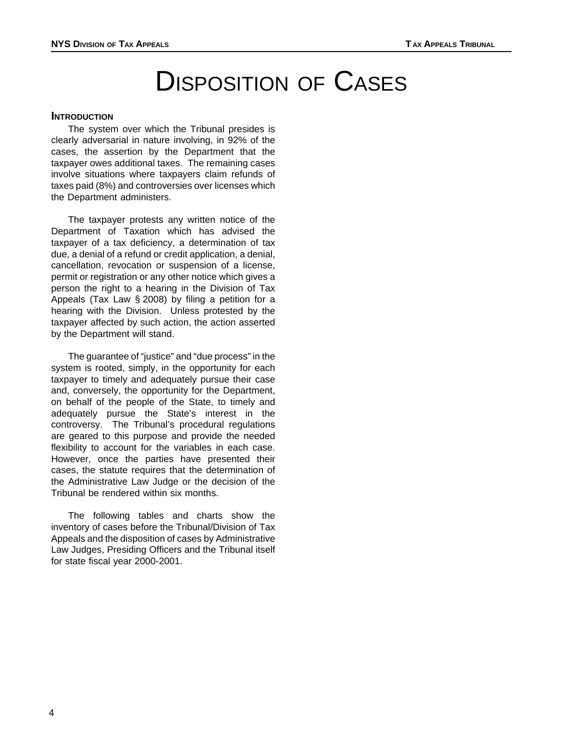# Disposition of Cases

### Introduction

The system over which the Tribunal presides is clearly adversarial in nature involving, in 92% of the cases, the assertion by the Department that the taxpayer owes additional taxes. The remaining cases involve situations where taxpayers claim refunds of taxes paid (8%) and controversies over licenses which the Department administers.

The taxpayer protests any written notice of the Department of Taxation which has advised the taxpayer of a tax deficiency, a determination of tax due, a denial of a refund or credit application, a denial, cancellation, revocation or suspension of a license, permit or registration or any other notice which gives a person the right to a hearing in the Division of Tax Appeals (Tax Law § 2008) by filing a petition for a hearing with the Division. Unless protested by the taxpayer affected by such action, the action asserted by the Department will stand.

The guarantee of "justice" and "due process" in the system is rooted, simply, in the opportunity for each taxpayer to timely and adequately pursue their case and, conversely, the opportunity for the Department, on behalf of the people of the State, to timely and adequately pursue the State's interest in the controversy. The Tribunal's procedural regulations are geared to this purpose and provide the needed flexibility to account for the variables in each case. However, once the parties have presented their cases, the statute requires that the determination of the Administrative Law Judge or the decision of the Tribunal be rendered within six months.

The following tables and charts show the inventory of cases before the Tribunal/Division of Tax Appeals and the disposition of cases by Administrative Law Judges, Presiding Officers and the Tribunal itself for state fiscal year 2000-2001.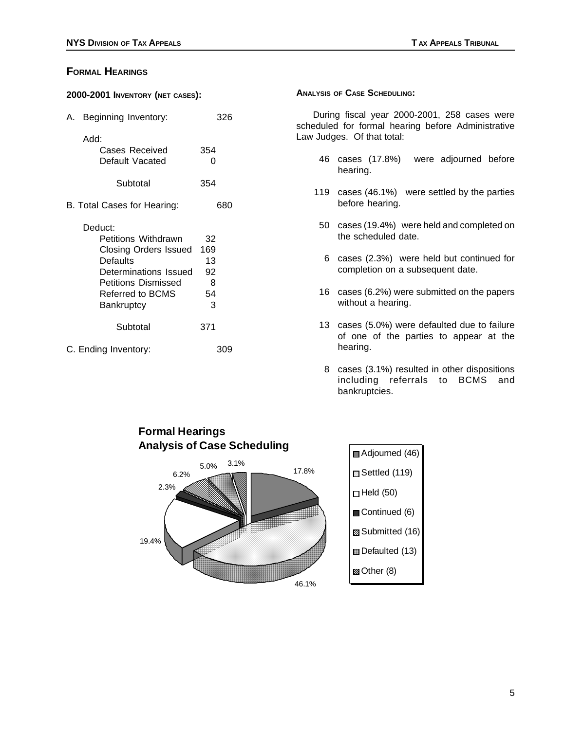## FORMAL HEARINGS

### 2000-2001 INVENTORY (NET CASES):

| | | |
|---|---|---|
| A. Beginning Inventory: | | 326 |
| Add: | | |
| Cases Received | 354 | |
| Default Vacated | 0 | |
| Subtotal | 354 | |
| B. Total Cases for Hearing: | | 680 |
| Deduct: | | |
| Petitions Withdrawn | 32 | |
| Closing Orders Issued | 169 | |
| Defaults | 13 | |
| Determinations Issued | 92 | |
| Petitions Dismissed | 8 | |
| Referred to BCMS | 54 | |
| Bankruptcy | 3 | |
| Subtotal | 371 | |
| C. Ending Inventory: | | 309 |

### ANALYSIS OF CASE SCHEDULING:

During fiscal year 2000-2001, 258 cases were scheduled for formal hearing before Administrative Law Judges. Of that total:

- 46 cases (17.8%) were adjourned before hearing.
- 119 cases (46.1%) were settled by the parties before hearing.
- 50 cases (19.4%) were held and completed on the scheduled date.
- 6 cases (2.3%) were held but continued for completion on a subsequent date.
- 16 cases (6.2%) were submitted on the papers without a hearing.
- 13 cases (5.0%) were defaulted due to failure of one of the parties to appear at the hearing.
- 8 cases (3.1%) resulted in other dispositions including referrals to BCMS and bankruptcies.

**Formal Hearings**
**Analysis of Case Scheduling**

| Category | Cases | Percent |
|---|---|---|
| Adjourned | 46 | 17.8% |
| Settled | 119 | 46.1% |
| Held | 50 | 19.4% |
| Continued | 6 | 2.3% |
| Submitted | 16 | 6.2% |
| Defaulted | 13 | 5.0% |
| Other | 8 | 3.1% |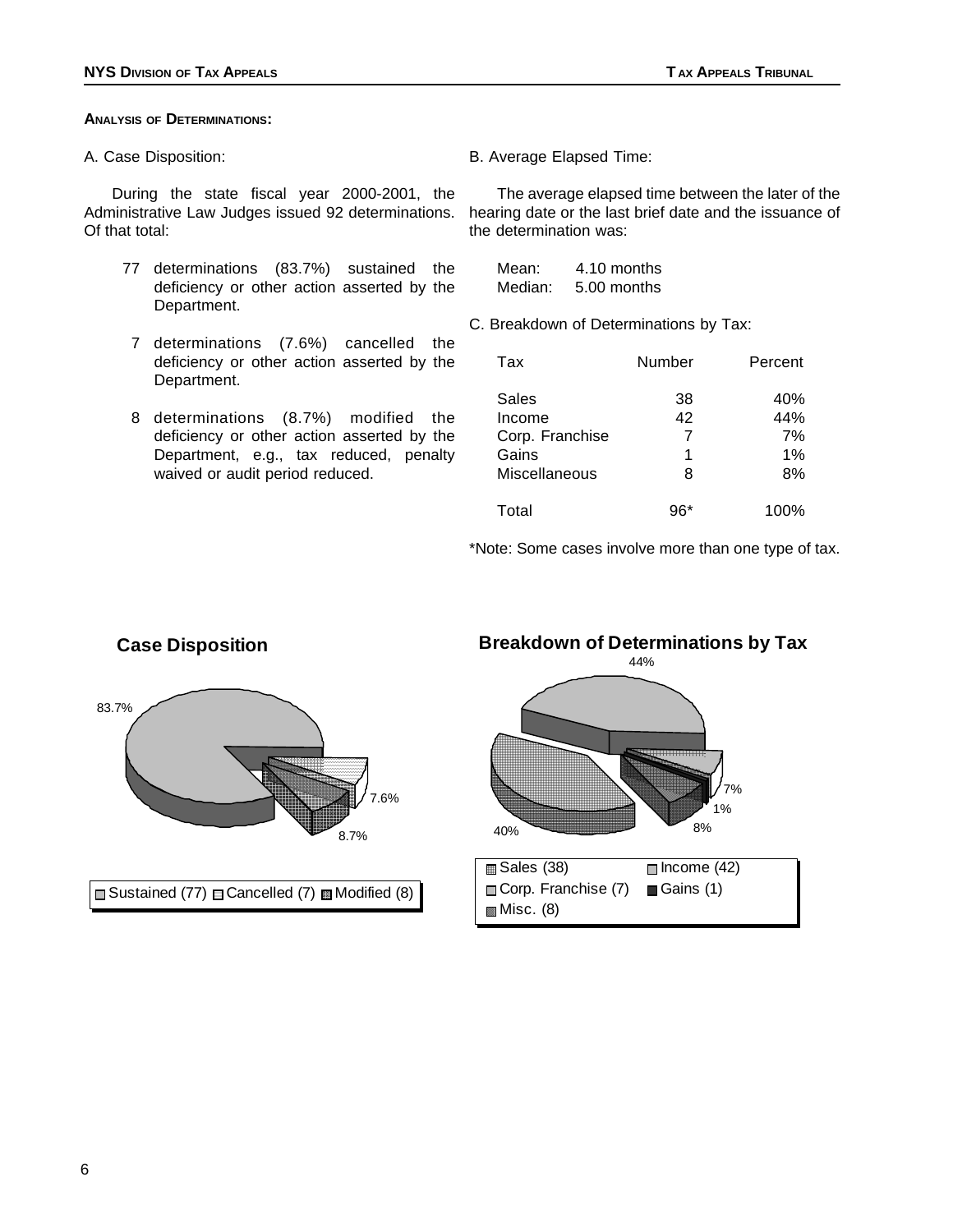## ANALYSIS OF DETERMINATIONS:

A. Case Disposition:

During the state fiscal year 2000-2001, the Administrative Law Judges issued 92 determinations. Of that total:

- 77 determinations (83.7%) sustained the deficiency or other action asserted by the Department.
- 7 determinations (7.6%) cancelled the deficiency or other action asserted by the Department.
- 8 determinations (8.7%) modified the deficiency or other action asserted by the Department, e.g., tax reduced, penalty waived or audit period reduced.

B. Average Elapsed Time:

The average elapsed time between the later of the hearing date or the last brief date and the issuance of the determination was:

Mean: 4.10 months
Median: 5.00 months

C. Breakdown of Determinations by Tax:

| Tax | Number | Percent |
|---|---|---|
| Sales | 38 | 40% |
| Income | 42 | 44% |
| Corp. Franchise | 7 | 7% |
| Gains | 1 | 1% |
| Miscellaneous | 8 | 8% |
| Total | 96* | 100% |

*Note: Some cases involve more than one type of tax.

**Case Disposition**

83.7% | 7.6% | 8.7%

Sustained (77) Cancelled (7) Modified (8)

**Breakdown of Determinations by Tax**

44% | 40% | 7% | 1% | 8%

Sales (38) Income (42) Corp. Franchise (7) Gains (1) Misc. (8)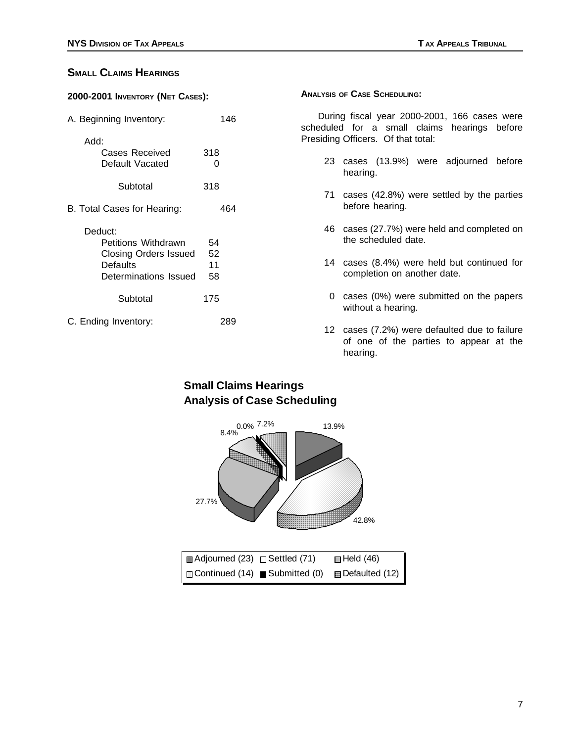## Small Claims Hearings

### 2000-2001 Inventory (Net Cases):

| | | |
|---|---|---|
| A. Beginning Inventory: | | 146 |
| Add: | | |
| Cases Received | 318 | |
| Default Vacated | 0 | |
| Subtotal | 318 | |
| B. Total Cases for Hearing: | | 464 |
| Deduct: | | |
| Petitions Withdrawn | 54 | |
| Closing Orders Issued | 52 | |
| Defaults | 11 | |
| Determinations Issued | 58 | |
| Subtotal | 175 | |
| C. Ending Inventory: | | 289 |

### Analysis of Case Scheduling:

During fiscal year 2000-2001, 166 cases were scheduled for a small claims hearings before Presiding Officers. Of that total:

- 23 cases (13.9%) were adjourned before hearing.
- 71 cases (42.8%) were settled by the parties before hearing.
- 46 cases (27.7%) were held and completed on the scheduled date.
- 14 cases (8.4%) were held but continued for completion on another date.
- 0 cases (0%) were submitted on the papers without a hearing.
- 12 cases (7.2%) were defaulted due to failure of one of the parties to appear at the hearing.

**Small Claims Hearings**
**Analysis of Case Scheduling**

| Category | Cases | Percent |
|---|---|---|
| Adjourned | 23 | 13.9% |
| Settled | 71 | 42.8% |
| Held | 46 | 27.7% |
| Continued | 14 | 8.4% |
| Submitted | 0 | 0.0% |
| Defaulted | 12 | 7.2% |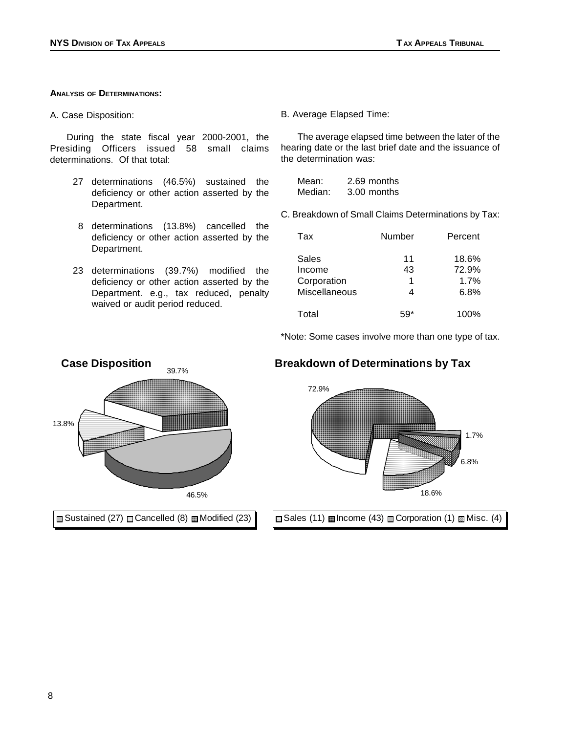**ANALYSIS OF DETERMINATIONS:**

A. Case Disposition:

During the state fiscal year 2000-2001, the Presiding Officers issued 58 small claims determinations. Of that total:

27 determinations (46.5%) sustained the deficiency or other action asserted by the Department.

8 determinations (13.8%) cancelled the deficiency or other action asserted by the Department.

23 determinations (39.7%) modified the deficiency or other action asserted by the Department. e.g., tax reduced, penalty waived or audit period reduced.

B. Average Elapsed Time:

The average elapsed time between the later of the hearing date or the last brief date and the issuance of the determination was:

| | |
|---|---|
| Mean: | 2.69 months |
| Median: | 3.00 months |

C. Breakdown of Small Claims Determinations by Tax:

| Tax | Number | Percent |
|---|---|---|
| Sales | 11 | 18.6% |
| Income | 43 | 72.9% |
| Corporation | 1 | 1.7% |
| Miscellaneous | 4 | 6.8% |
| Total | 59* | 100% |

*Note: Some cases involve more than one type of tax.

**Case Disposition**

39.7%
13.8%
46.5%

Sustained (27) Cancelled (8) Modified (23)

**Breakdown of Determinations by Tax**

72.9%
1.7%
6.8%
18.6%

Sales (11) Income (43) Corporation (1) Misc. (4)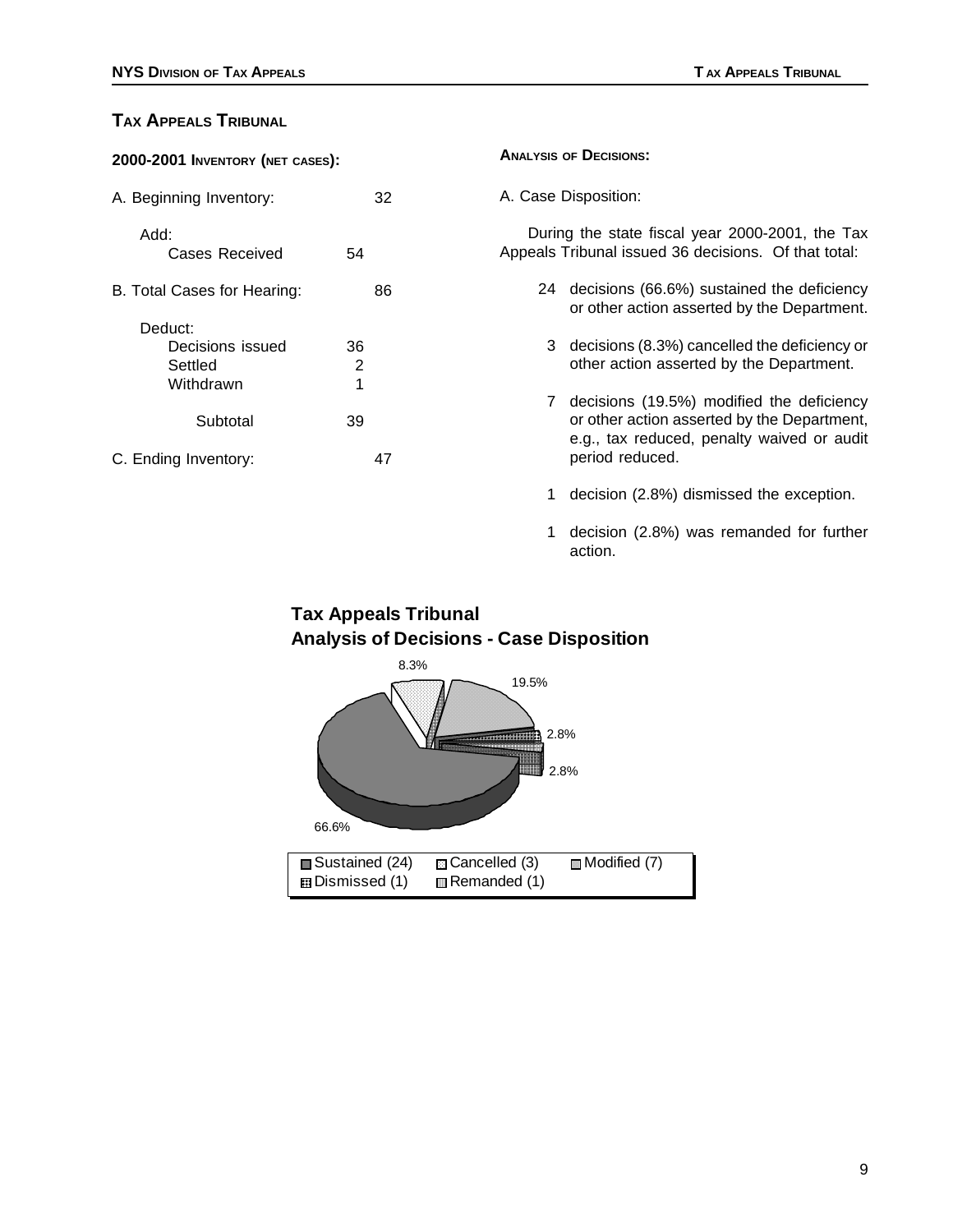## Tax Appeals Tribunal

**2000-2001 Inventory (net cases):**

| | | |
|---|---|---|
| A. Beginning Inventory: | | 32 |
| Add: | | |
| Cases Received | 54 | |
| B. Total Cases for Hearing: | | 86 |
| Deduct: | | |
| Decisions issued | 36 | |
| Settled | 2 | |
| Withdrawn | 1 | |
| Subtotal | 39 | |
| C. Ending Inventory: | | 47 |

**Analysis of Decisions:**

A. Case Disposition:

During the state fiscal year 2000-2001, the Tax Appeals Tribunal issued 36 decisions. Of that total:

- 24 decisions (66.6%) sustained the deficiency or other action asserted by the Department.
- 3 decisions (8.3%) cancelled the deficiency or other action asserted by the Department.
- 7 decisions (19.5%) modified the deficiency or other action asserted by the Department, e.g., tax reduced, penalty waived or audit period reduced.
- 1 decision (2.8%) dismissed the exception.
- 1 decision (2.8%) was remanded for further action.

**Tax Appeals Tribunal**
**Analysis of Decisions - Case Disposition**

| Disposition | Number | Percent |
|---|---|---|
| Sustained | 24 | 66.6% |
| Cancelled | 3 | 8.3% |
| Modified | 7 | 19.5% |
| Dismissed | 1 | 2.8% |
| Remanded | 1 | 2.8% |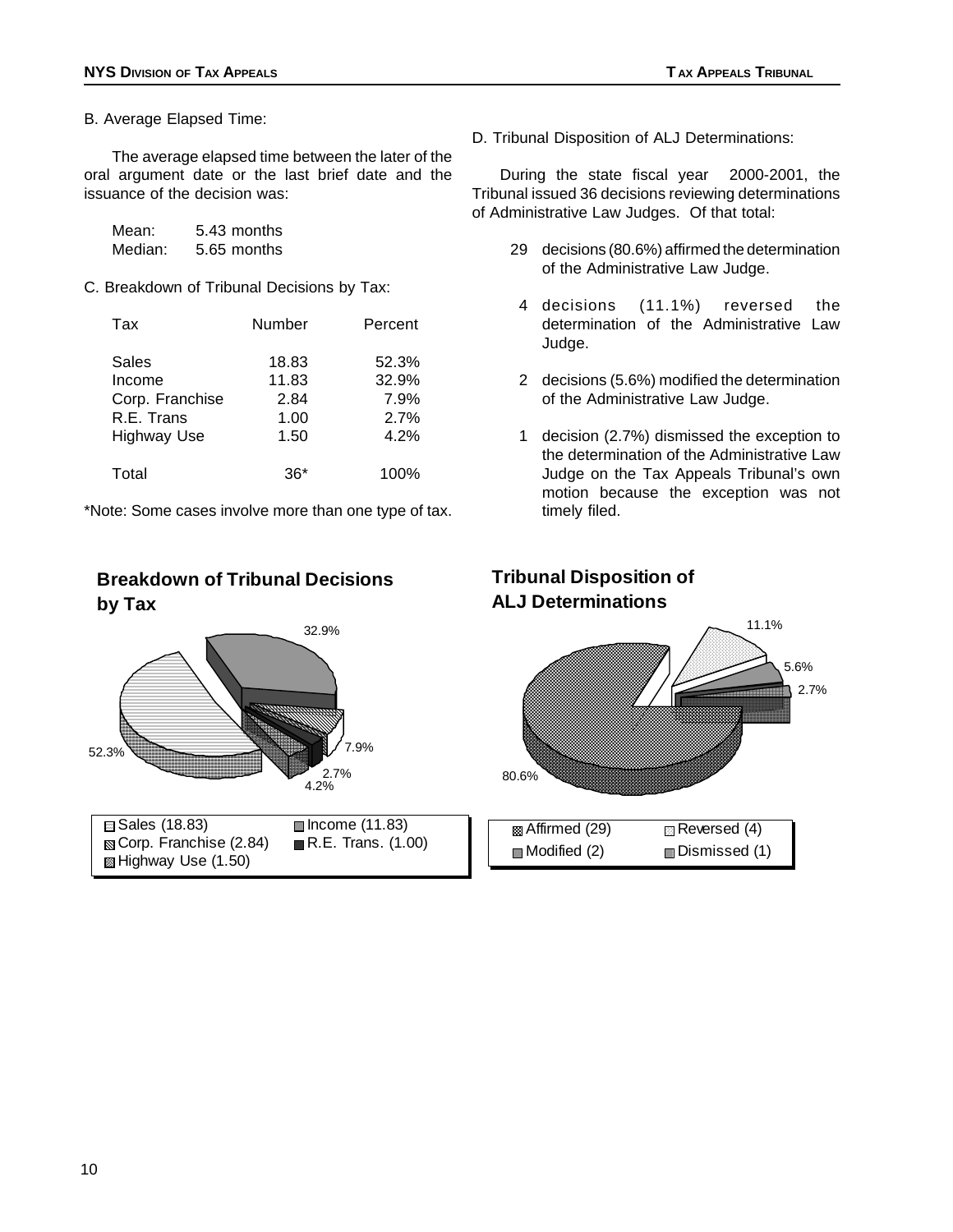B. Average Elapsed Time:

The average elapsed time between the later of the oral argument date or the last brief date and the issuance of the decision was:

Mean: 5.43 months
Median: 5.65 months

C. Breakdown of Tribunal Decisions by Tax:

| Tax | Number | Percent |
| --- | --- | --- |
| Sales | 18.83 | 52.3% |
| Income | 11.83 | 32.9% |
| Corp. Franchise | 2.84 | 7.9% |
| R.E. Trans | 1.00 | 2.7% |
| Highway Use | 1.50 | 4.2% |
| Total | 36* | 100% |

*Note: Some cases involve more than one type of tax.

D. Tribunal Disposition of ALJ Determinations:

During the state fiscal year 2000-2001, the Tribunal issued 36 decisions reviewing determinations of Administrative Law Judges. Of that total:

- 29 decisions (80.6%) affirmed the determination of the Administrative Law Judge.
- 4 decisions (11.1%) reversed the determination of the Administrative Law Judge.
- 2 decisions (5.6%) modified the determination of the Administrative Law Judge.
- 1 decision (2.7%) dismissed the exception to the determination of the Administrative Law Judge on the Tax Appeals Tribunal's own motion because the exception was not timely filed.

**Breakdown of Tribunal Decisions by Tax**

52.3% 32.9% 7.9% 2.7% 4.2%

Sales (18.83) Income (11.83) Corp. Franchise (2.84) R.E. Trans. (1.00) Highway Use (1.50)

**Tribunal Disposition of ALJ Determinations**

80.6% 11.1% 5.6% 2.7%

Affirmed (29) Reversed (4) Modified (2) Dismissed (1)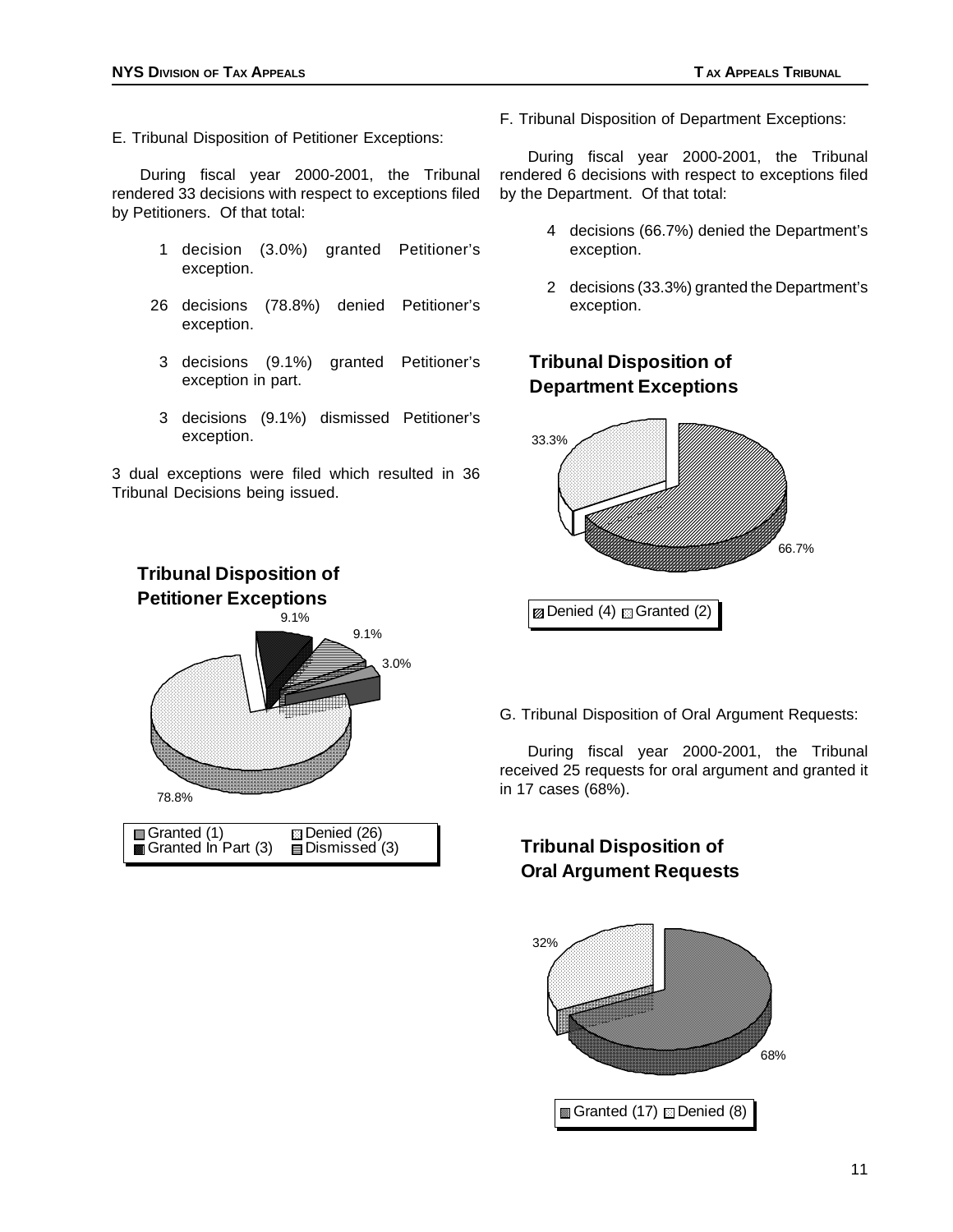E. Tribunal Disposition of Petitioner Exceptions:

During fiscal year 2000-2001, the Tribunal rendered 33 decisions with respect to exceptions filed by Petitioners. Of that total:

- 1 decision (3.0%) granted Petitioner's exception.
- 26 decisions (78.8%) denied Petitioner's exception.
- 3 decisions (9.1%) granted Petitioner's exception in part.
- 3 decisions (9.1%) dismissed Petitioner's exception.

3 dual exceptions were filed which resulted in 36 Tribunal Decisions being issued.

**Tribunal Disposition of Petitioner Exceptions**

9.1%
9.1%
3.0%
78.8%

Granted (1) Denied (26) Granted In Part (3) Dismissed (3)

F. Tribunal Disposition of Department Exceptions:

During fiscal year 2000-2001, the Tribunal rendered 6 decisions with respect to exceptions filed by the Department. Of that total:

- 4 decisions (66.7%) denied the Department's exception.
- 2 decisions (33.3%) granted the Department's exception.

**Tribunal Disposition of Department Exceptions**

33.3%
66.7%

Denied (4) Granted (2)

G. Tribunal Disposition of Oral Argument Requests:

During fiscal year 2000-2001, the Tribunal received 25 requests for oral argument and granted it in 17 cases (68%).

**Tribunal Disposition of Oral Argument Requests**

32%
68%

Granted (17) Denied (8)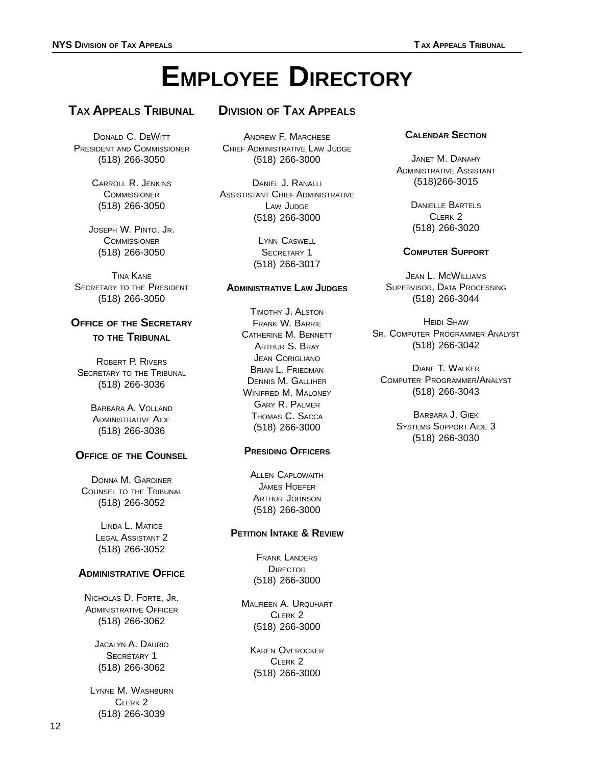# Employee Directory

## Tax Appeals Tribunal

Donald C. DeWitt
President and Commissioner
(518) 266-3050

Carroll R. Jenkins
Commissioner
(518) 266-3050

Joseph W. Pinto, Jr.
Commissioner
(518) 266-3050

Tina Kane
Secretary to the President
(518) 266-3050

### Office of the Secretary to the Tribunal

Robert P. Rivers
Secretary to the Tribunal
(518) 266-3036

Barbara A. Volland
Administrative Aide
(518) 266-3036

### Office of the Counsel

Donna M. Gardiner
Counsel to the Tribunal
(518) 266-3052

Linda L. Matice
Legal Assistant 2
(518) 266-3052

### Administrative Office

Nicholas D. Forte, Jr.
Administrative Officer
(518) 266-3062

Jacalyn A. Daurio
Secretary 1
(518) 266-3062

Lynne M. Washburn
Clerk 2
(518) 266-3039

## Division of Tax Appeals

Andrew F. Marchese
Chief Administrative Law Judge
(518) 266-3000

Daniel J. Ranalli
Assististant Chief Administrative Law Judge
(518) 266-3000

Lynn Caswell
Secretary 1
(518) 266-3017

### Administrative Law Judges

Timothy J. Alston
Frank W. Barrie
Catherine M. Bennett
Arthur S. Bray
Jean Corigliano
Brian L. Friedman
Dennis M. Galliher
Winifred M. Maloney
Gary R. Palmer
Thomas C. Sacca
(518) 266-3000

### Presiding Officers

Allen Caplowaith
James Hoefer
Arthur Johnson
(518) 266-3000

### Petition Intake & Review

Frank Landers
Director
(518) 266-3000

Maureen A. Urquhart
Clerk 2
(518) 266-3000

Karen Overocker
Clerk 2
(518) 266-3000

### Calendar Section

Janet M. Danahy
Administrative Assistant
(518)266-3015

Danielle Bartels
Clerk 2
(518) 266-3020

### Computer Support

Jean L. McWilliams
Supervisor, Data Processing
(518) 266-3044

Heidi Shaw
Sr. Computer Programmer Analyst
(518) 266-3042

Diane T. Walker
Computer Programmer/Analyst
(518) 266-3043

Barbara J. Giek
Systems Support Aide 3
(518) 266-3030